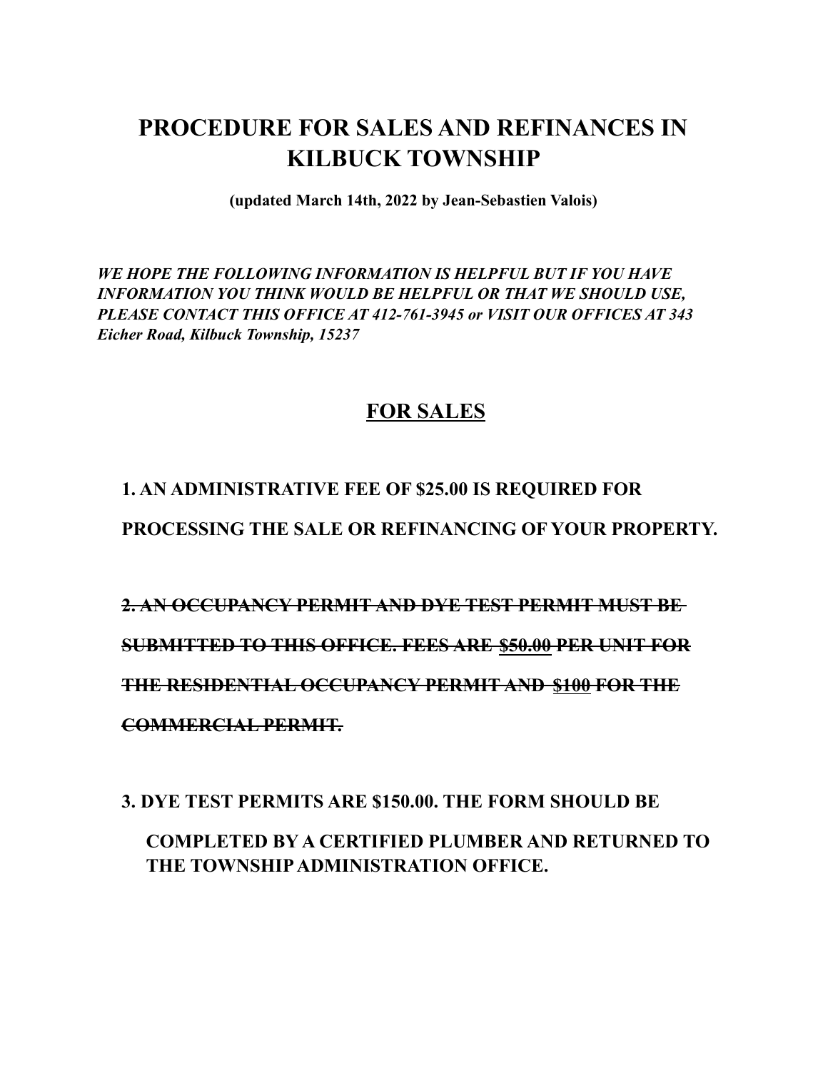# PROCEDURE FOR SALES AND REFINANCES IN KILBUCK TOWNSHIP

**(updated March 14th, 2022 by Jean-Sebastien Valois)**

***WE HOPE THE FOLLOWING INFORMATION IS HELPFUL BUT IF YOU HAVE INFORMATION YOU THINK WOULD BE HELPFUL OR THAT WE SHOULD USE, PLEASE CONTACT THIS OFFICE AT 412-761-3945 or VISIT OUR OFFICES AT 343 Eicher Road, Kilbuck Township, 15237***

## FOR SALES

**1. AN ADMINISTRATIVE FEE OF $25.00 IS REQUIRED FOR PROCESSING THE SALE OR REFINANCING OF YOUR PROPERTY.**

**~~2. AN OCCUPANCY PERMIT AND DYE TEST PERMIT MUST BE SUBMITTED TO THIS OFFICE. FEES ARE $50.00 PER UNIT FOR THE RESIDENTIAL OCCUPANCY PERMIT AND $100 FOR THE COMMERCIAL PERMIT.~~**

**3. DYE TEST PERMITS ARE $150.00. THE FORM SHOULD BE COMPLETED BY A CERTIFIED PLUMBER AND RETURNED TO THE TOWNSHIP ADMINISTRATION OFFICE.**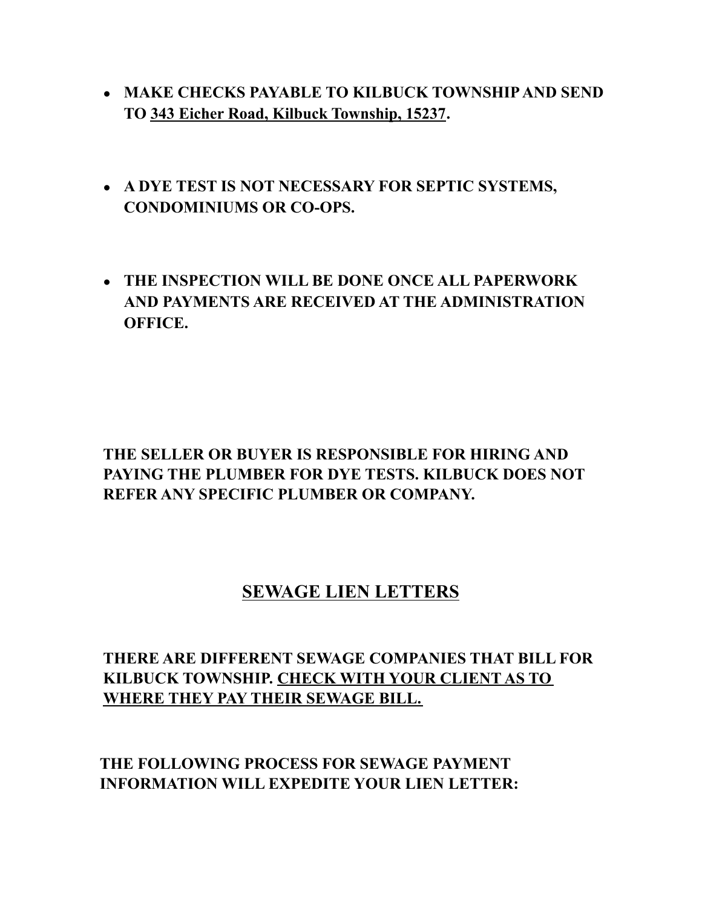- **MAKE CHECKS PAYABLE TO KILBUCK TOWNSHIP AND SEND TO <u>343 Eicher Road, Kilbuck Township, 15237</u>.**

- **A DYE TEST IS NOT NECESSARY FOR SEPTIC SYSTEMS, CONDOMINIUMS OR CO-OPS.**

- **THE INSPECTION WILL BE DONE ONCE ALL PAPERWORK AND PAYMENTS ARE RECEIVED AT THE ADMINISTRATION OFFICE.**

**THE SELLER OR BUYER IS RESPONSIBLE FOR HIRING AND PAYING THE PLUMBER FOR DYE TESTS. KILBUCK DOES NOT REFER ANY SPECIFIC PLUMBER OR COMPANY.**

## <u>SEWAGE LIEN LETTERS</u>

**THERE ARE DIFFERENT SEWAGE COMPANIES THAT BILL FOR KILBUCK TOWNSHIP. <u>CHECK WITH YOUR CLIENT AS TO WHERE THEY PAY THEIR SEWAGE BILL.</u>**

**THE FOLLOWING PROCESS FOR SEWAGE PAYMENT INFORMATION WILL EXPEDITE YOUR LIEN LETTER:**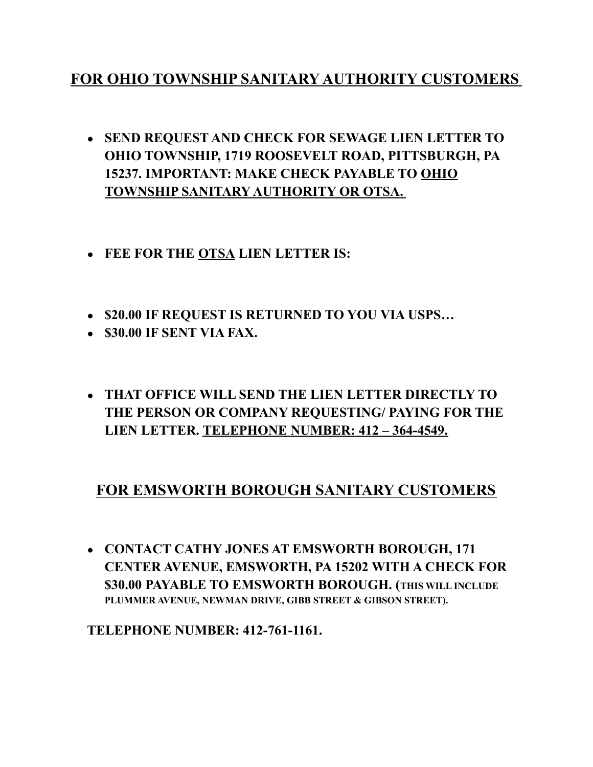## <u>FOR OHIO TOWNSHIP SANITARY AUTHORITY CUSTOMERS</u>

- **SEND REQUEST AND CHECK FOR SEWAGE LIEN LETTER TO OHIO TOWNSHIP, 1719 ROOSEVELT ROAD, PITTSBURGH, PA 15237. IMPORTANT: MAKE CHECK PAYABLE TO <u>OHIO TOWNSHIP SANITARY AUTHORITY OR OTSA.</u>**

- **FEE FOR THE <u>OTSA</u> LIEN LETTER IS:**

- **$20.00 IF REQUEST IS RETURNED TO YOU VIA USPS…**
- **$30.00 IF SENT VIA FAX.**

- **THAT OFFICE WILL SEND THE LIEN LETTER DIRECTLY TO THE PERSON OR COMPANY REQUESTING/ PAYING FOR THE LIEN LETTER. <u>TELEPHONE NUMBER: 412 – 364-4549.</u>**

## <u>FOR EMSWORTH BOROUGH SANITARY CUSTOMERS</u>

- **CONTACT CATHY JONES AT EMSWORTH BOROUGH, 171 CENTER AVENUE, EMSWORTH, PA 15202 WITH A CHECK FOR $30.00 PAYABLE TO EMSWORTH BOROUGH. (THIS WILL INCLUDE PLUMMER AVENUE, NEWMAN DRIVE, GIBB STREET & GIBSON STREET).**

**TELEPHONE NUMBER: 412-761-1161.**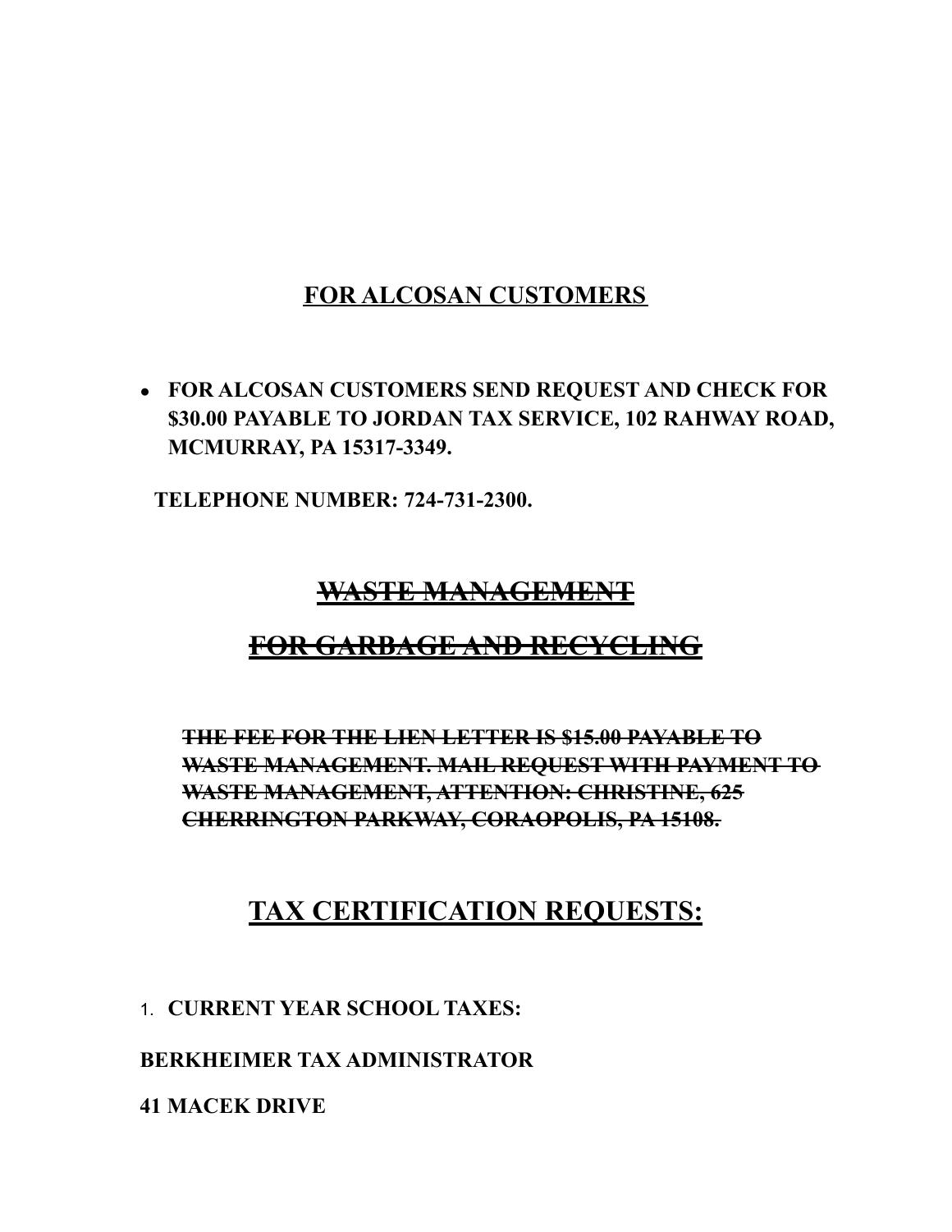## **FOR ALCOSAN CUSTOMERS**

- **FOR ALCOSAN CUSTOMERS SEND REQUEST AND CHECK FOR $30.00 PAYABLE TO JORDAN TAX SERVICE, 102 RAHWAY ROAD, MCMURRAY, PA 15317-3349.**

**TELEPHONE NUMBER: 724-731-2300.**

## ~~**WASTE MANAGEMENT**~~

## ~~**FOR GARBAGE AND RECYCLING**~~

~~**THE FEE FOR THE LIEN LETTER IS $15.00 PAYABLE TO WASTE MANAGEMENT. MAIL REQUEST WITH PAYMENT TO WASTE MANAGEMENT, ATTENTION: CHRISTINE, 625 CHERRINGTON PARKWAY, CORAOPOLIS, PA 15108.**~~

## **TAX CERTIFICATION REQUESTS:**

1. **CURRENT YEAR SCHOOL TAXES:**

**BERKHEIMER TAX ADMINISTRATOR**

**41 MACEK DRIVE**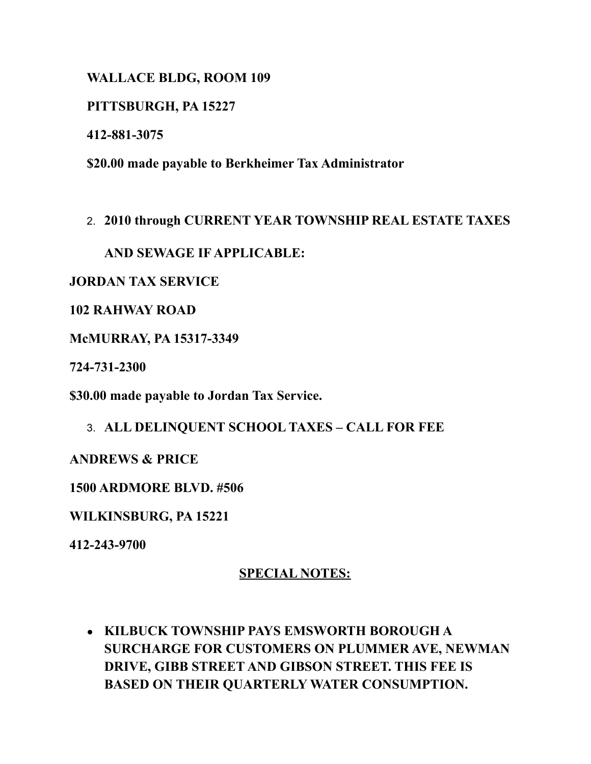**WALLACE BLDG, ROOM 109**

**PITTSBURGH, PA 15227**

**412-881-3075**

**$20.00 made payable to Berkheimer Tax Administrator**

2. **2010 through CURRENT YEAR TOWNSHIP REAL ESTATE TAXES AND SEWAGE IF APPLICABLE:**

**JORDAN TAX SERVICE**

**102 RAHWAY ROAD**

**McMURRAY, PA 15317-3349**

**724-731-2300**

**$30.00 made payable to Jordan Tax Service.**

3. **ALL DELINQUENT SCHOOL TAXES – CALL FOR FEE**

**ANDREWS & PRICE**

**1500 ARDMORE BLVD. #506**

**WILKINSBURG, PA 15221**

**412-243-9700**

**SPECIAL NOTES:**

- **KILBUCK TOWNSHIP PAYS EMSWORTH BOROUGH A SURCHARGE FOR CUSTOMERS ON PLUMMER AVE, NEWMAN DRIVE, GIBB STREET AND GIBSON STREET. THIS FEE IS BASED ON THEIR QUARTERLY WATER CONSUMPTION.**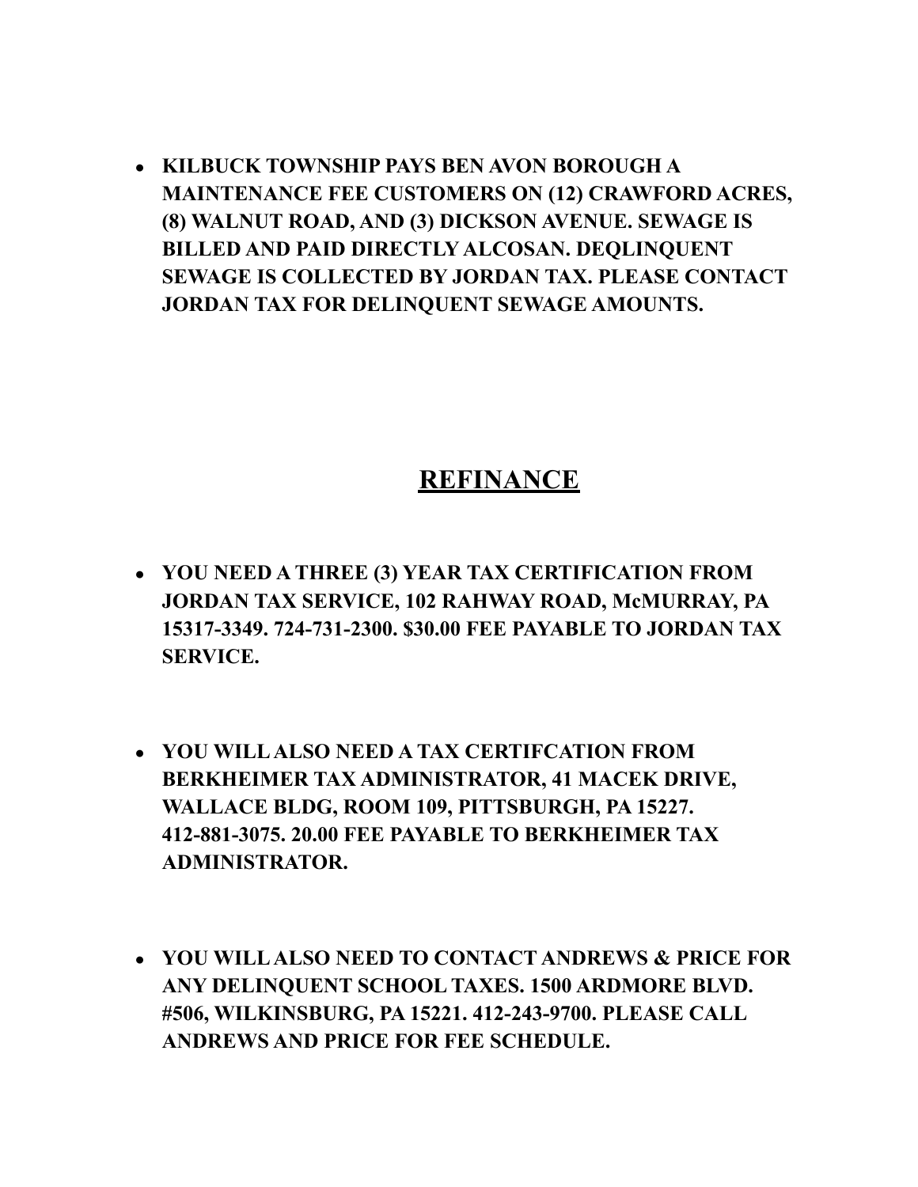- **KILBUCK TOWNSHIP PAYS BEN AVON BOROUGH A MAINTENANCE FEE CUSTOMERS ON (12) CRAWFORD ACRES, (8) WALNUT ROAD, AND (3) DICKSON AVENUE. SEWAGE IS BILLED AND PAID DIRECTLY ALCOSAN. DEQLINQUENT SEWAGE IS COLLECTED BY JORDAN TAX. PLEASE CONTACT JORDAN TAX FOR DELINQUENT SEWAGE AMOUNTS.**

## REFINANCE

- **YOU NEED A THREE (3) YEAR TAX CERTIFICATION FROM JORDAN TAX SERVICE, 102 RAHWAY ROAD, McMURRAY, PA 15317-3349. 724-731-2300. $30.00 FEE PAYABLE TO JORDAN TAX SERVICE.**

- **YOU WILL ALSO NEED A TAX CERTIFCATION FROM BERKHEIMER TAX ADMINISTRATOR, 41 MACEK DRIVE, WALLACE BLDG, ROOM 109, PITTSBURGH, PA 15227. 412-881-3075. 20.00 FEE PAYABLE TO BERKHEIMER TAX ADMINISTRATOR.**

- **YOU WILL ALSO NEED TO CONTACT ANDREWS & PRICE FOR ANY DELINQUENT SCHOOL TAXES. 1500 ARDMORE BLVD. #506, WILKINSBURG, PA 15221. 412-243-9700. PLEASE CALL ANDREWS AND PRICE FOR FEE SCHEDULE.**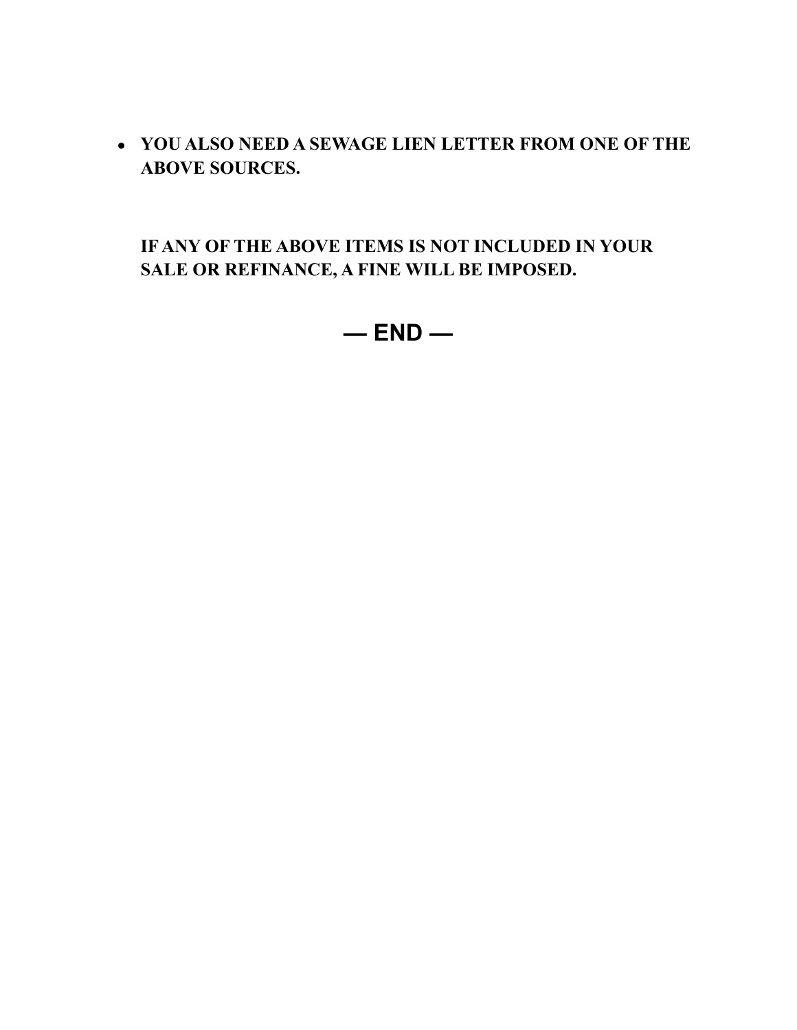- **YOU ALSO NEED A SEWAGE LIEN LETTER FROM ONE OF THE ABOVE SOURCES.**

**IF ANY OF THE ABOVE ITEMS IS NOT INCLUDED IN YOUR SALE OR REFINANCE, A FINE WILL BE IMPOSED.**

**— END —**